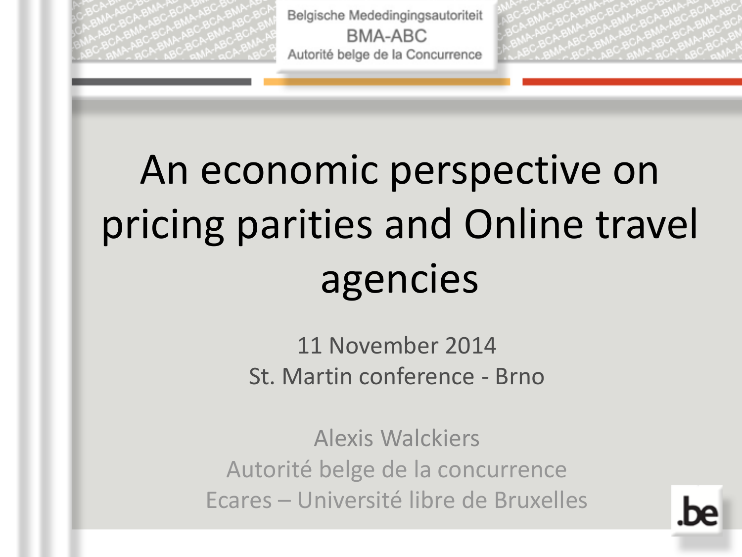Belgische Mededingingsautoriteit
BMA-ABC
Autorité belge de la Concurrence

# An economic perspective on pricing parities and Online travel agencies

11 November 2014
St. Martin conference - Brno

Alexis Walckiers
Autorité belge de la concurrence
Ecares – Université libre de Bruxelles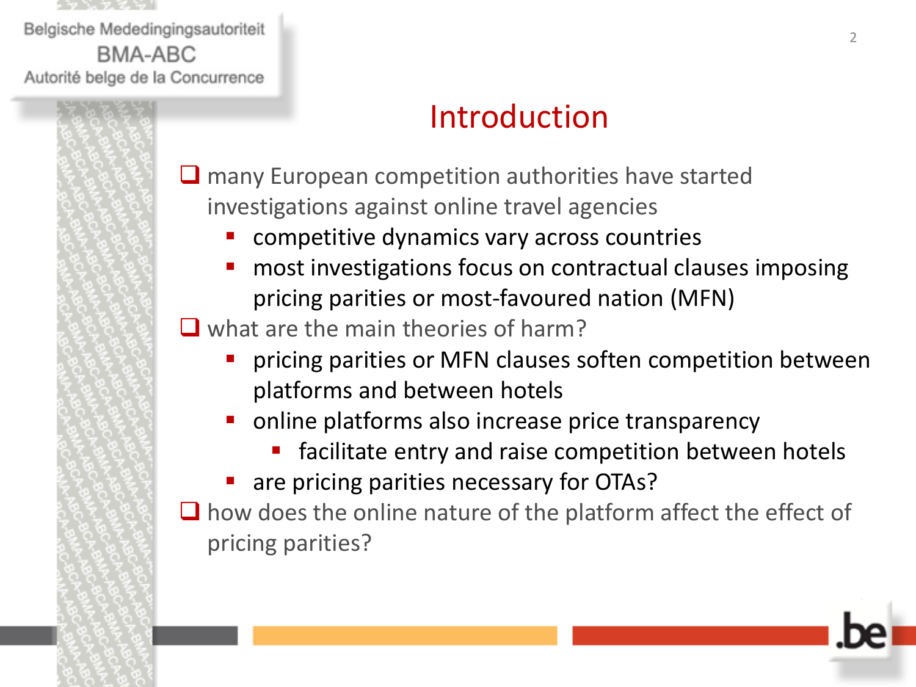# Introduction

- many European competition authorities have started investigations against online travel agencies
  - competitive dynamics vary across countries
  - most investigations focus on contractual clauses imposing pricing parities or most-favoured nation (MFN)
- what are the main theories of harm?
  - pricing parities or MFN clauses soften competition between platforms and between hotels
  - online platforms also increase price transparency
    - facilitate entry and raise competition between hotels
  - are pricing parities necessary for OTAs?
- how does the online nature of the platform affect the effect of pricing parities?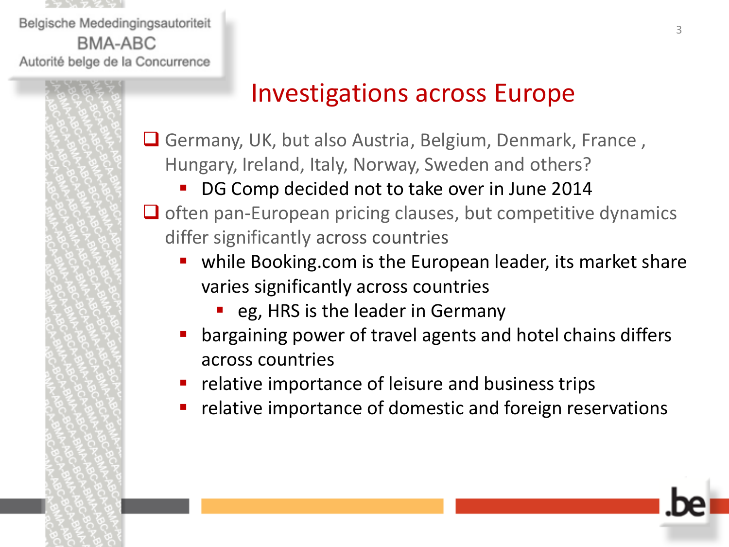# Investigations across Europe

- Germany, UK, but also Austria, Belgium, Denmark, France , Hungary, Ireland, Italy, Norway, Sweden and others?
  - DG Comp decided not to take over in June 2014
- often pan-European pricing clauses, but competitive dynamics differ significantly across countries
  - while Booking.com is the European leader, its market share varies significantly across countries
    - eg, HRS is the leader in Germany
  - bargaining power of travel agents and hotel chains differs across countries
  - relative importance of leisure and business trips
  - relative importance of domestic and foreign reservations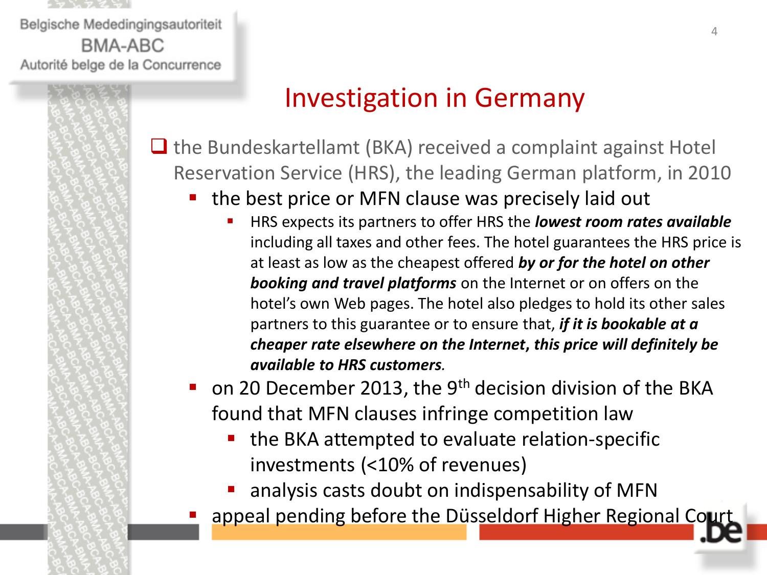# Investigation in Germany

- the Bundeskartellamt (BKA) received a complaint against Hotel Reservation Service (HRS), the leading German platform, in 2010
  - the best price or MFN clause was precisely laid out
    - HRS expects its partners to offer HRS the ***lowest room rates available*** including all taxes and other fees. The hotel guarantees the HRS price is at least as low as the cheapest offered ***by or for the hotel on other booking and travel platforms*** on the Internet or on offers on the hotel's own Web pages. The hotel also pledges to hold its other sales partners to this guarantee or to ensure that, ***if it is bookable at a cheaper rate elsewhere on the Internet, this price will definitely be available to HRS customers***.
  - on 20 December 2013, the 9th decision division of the BKA found that MFN clauses infringe competition law
    - the BKA attempted to evaluate relation-specific investments (<10% of revenues)
    - analysis casts doubt on indispensability of MFN
  - appeal pending before the Düsseldorf Higher Regional Court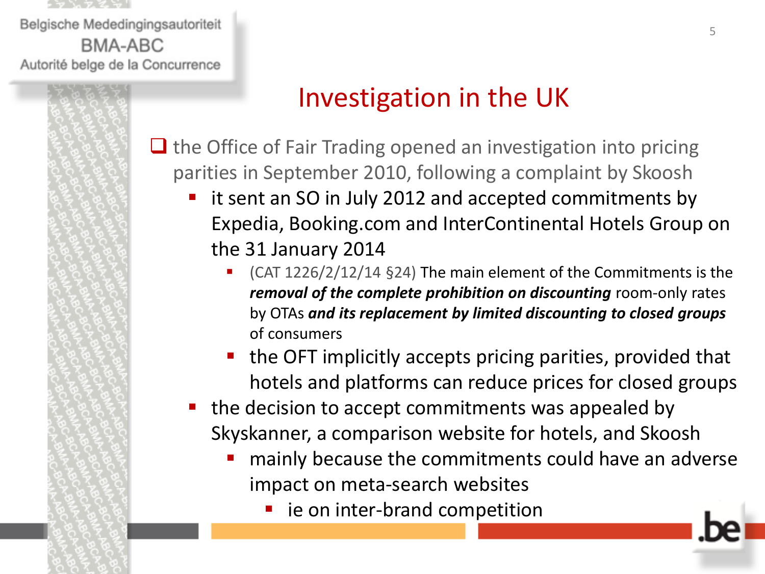# Investigation in the UK

- the Office of Fair Trading opened an investigation into pricing parities in September 2010, following a complaint by Skoosh
  - it sent an SO in July 2012 and accepted commitments by Expedia, Booking.com and InterContinental Hotels Group on the 31 January 2014
    - (CAT 1226/2/12/14 §24) The main element of the Commitments is the ***removal of the complete prohibition on discounting*** room-only rates by OTAs ***and its replacement by limited discounting to closed groups*** of consumers
    - the OFT implicitly accepts pricing parities, provided that hotels and platforms can reduce prices for closed groups
  - the decision to accept commitments was appealed by Skyskanner, a comparison website for hotels, and Skoosh
    - mainly because the commitments could have an adverse impact on meta-search websites
      - ie on inter-brand competition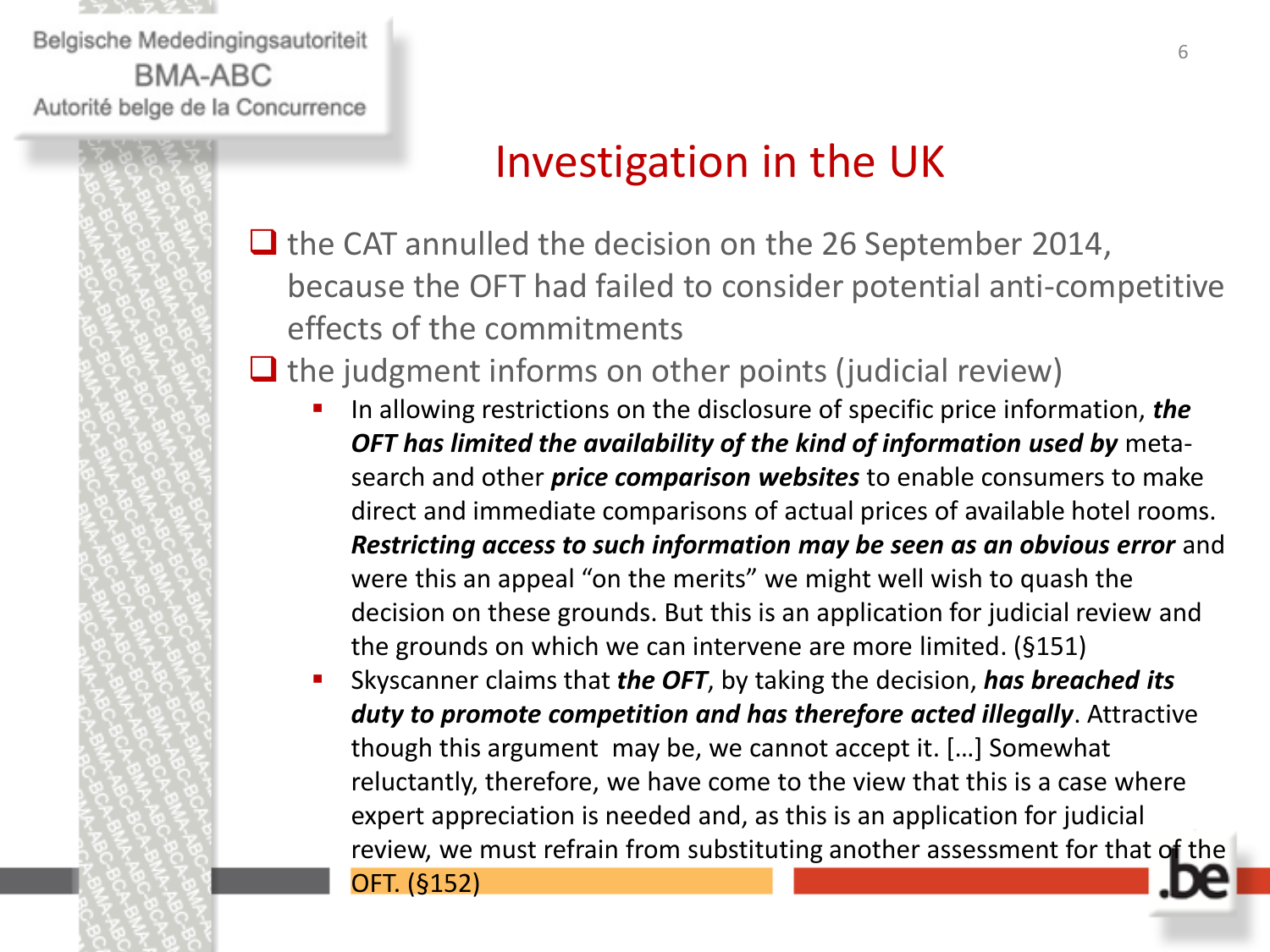# Investigation in the UK

- the CAT annulled the decision on the 26 September 2014, because the OFT had failed to consider potential anti-competitive effects of the commitments
- the judgment informs on other points (judicial review)
  - In allowing restrictions on the disclosure of specific price information, ***the OFT has limited the availability of the kind of information used by*** meta-search and other ***price comparison websites*** to enable consumers to make direct and immediate comparisons of actual prices of available hotel rooms. ***Restricting access to such information may be seen as an obvious error*** and were this an appeal "on the merits" we might well wish to quash the decision on these grounds. But this is an application for judicial review and the grounds on which we can intervene are more limited. (§151)
  - Skyscanner claims that ***the OFT***, by taking the decision, ***has breached its duty to promote competition and has therefore acted illegally***. Attractive though this argument may be, we cannot accept it. […] Somewhat reluctantly, therefore, we have come to the view that this is a case where expert appreciation is needed and, as this is an application for judicial review, we must refrain from substituting another assessment for that of the OFT. (§152)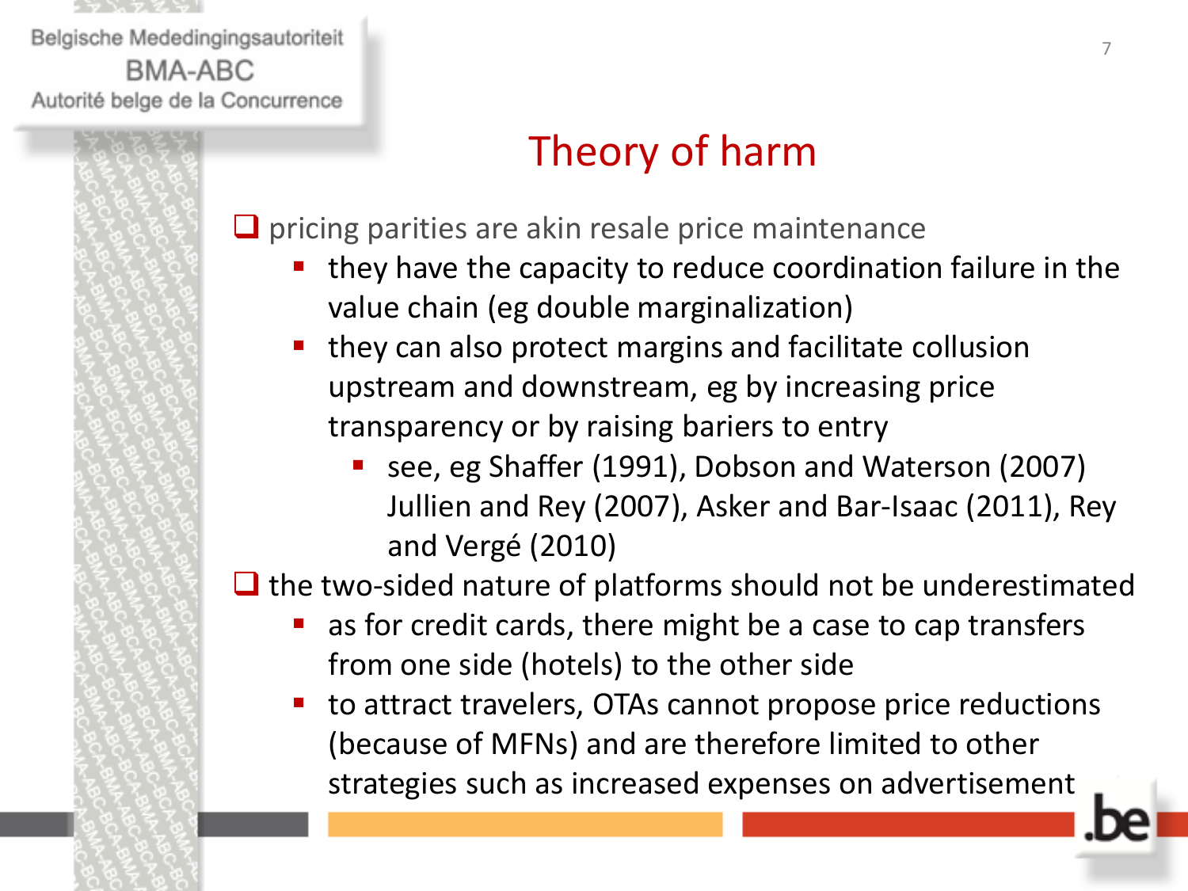# Theory of harm

- pricing parities are akin resale price maintenance
  - they have the capacity to reduce coordination failure in the value chain (eg double marginalization)
  - they can also protect margins and facilitate collusion upstream and downstream, eg by increasing price transparency or by raising bariers to entry
    - see, eg Shaffer (1991), Dobson and Waterson (2007) Jullien and Rey (2007), Asker and Bar-Isaac (2011), Rey and Vergé (2010)
- the two-sided nature of platforms should not be underestimated
  - as for credit cards, there might be a case to cap transfers from one side (hotels) to the other side
  - to attract travelers, OTAs cannot propose price reductions (because of MFNs) and are therefore limited to other strategies such as increased expenses on advertisement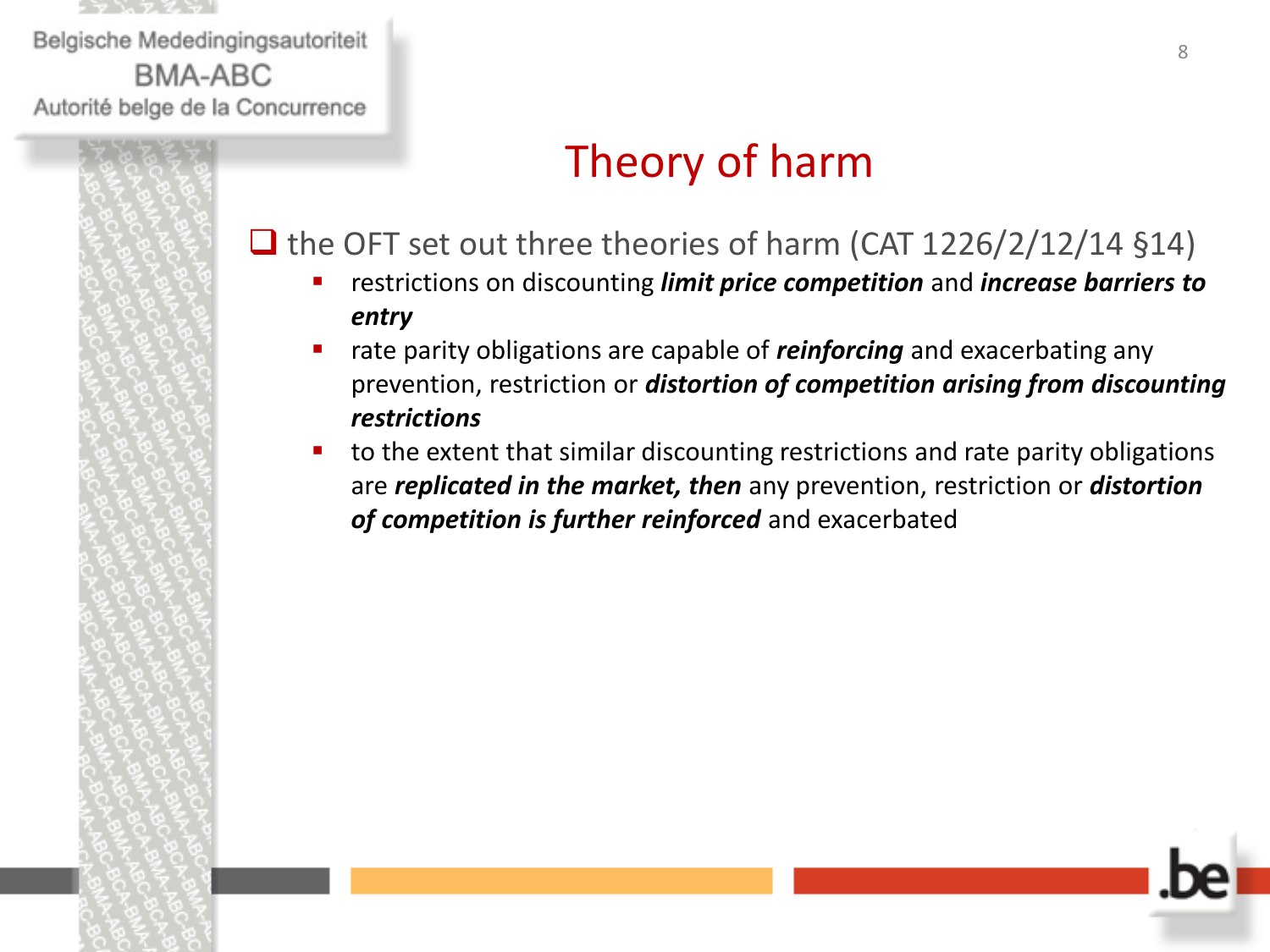# Theory of harm

- the OFT set out three theories of harm (CAT 1226/2/12/14 §14)
  - restrictions on discounting ***limit price competition*** and ***increase barriers to entry***
  - rate parity obligations are capable of ***reinforcing*** and exacerbating any prevention, restriction or ***distortion of competition arising from discounting restrictions***
  - to the extent that similar discounting restrictions and rate parity obligations are ***replicated in the market, then*** any prevention, restriction or ***distortion of competition is further reinforced*** and exacerbated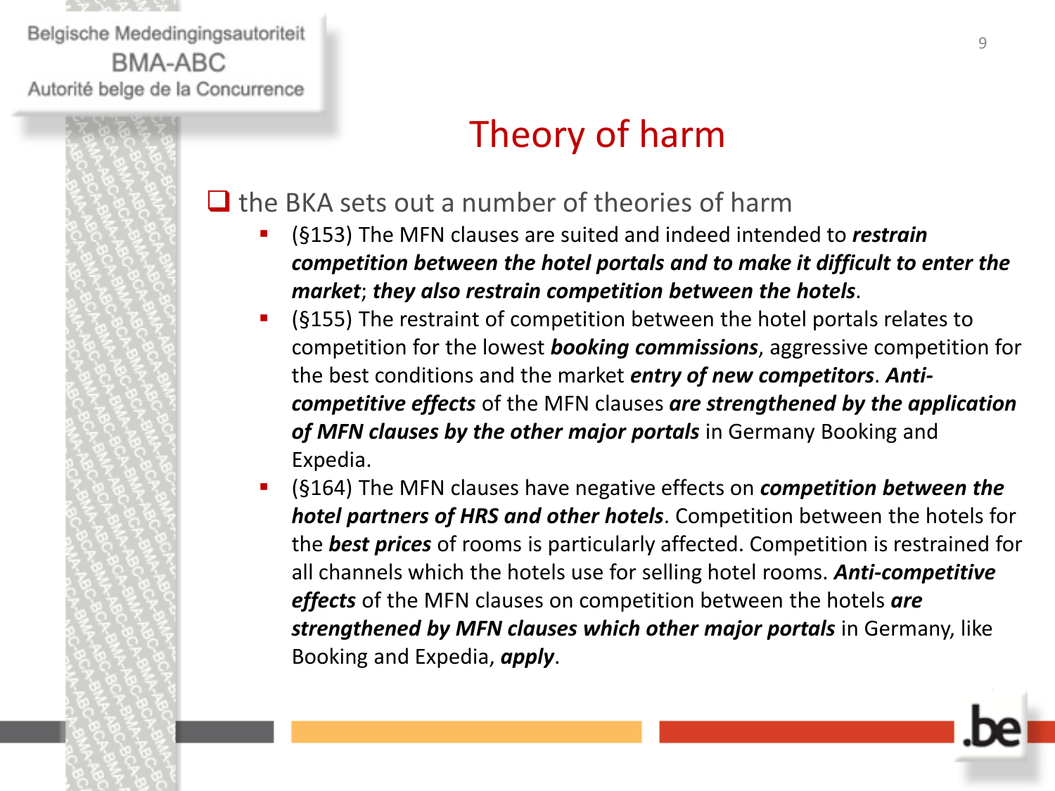# Theory of harm

- the BKA sets out a number of theories of harm
  - (§153) The MFN clauses are suited and indeed intended to ***restrain competition between the hotel portals and to make it difficult to enter the market***; ***they also restrain competition between the hotels***.
  - (§155) The restraint of competition between the hotel portals relates to competition for the lowest ***booking commissions***, aggressive competition for the best conditions and the market ***entry of new competitors***. ***Anti-competitive effects*** of the MFN clauses ***are strengthened by the application of MFN clauses by the other major portals*** in Germany Booking and Expedia.
  - (§164) The MFN clauses have negative effects on ***competition between the hotel partners of HRS and other hotels***. Competition between the hotels for the ***best prices*** of rooms is particularly affected. Competition is restrained for all channels which the hotels use for selling hotel rooms. ***Anti-competitive effects*** of the MFN clauses on competition between the hotels ***are strengthened by MFN clauses which other major portals*** in Germany, like Booking and Expedia, ***apply***.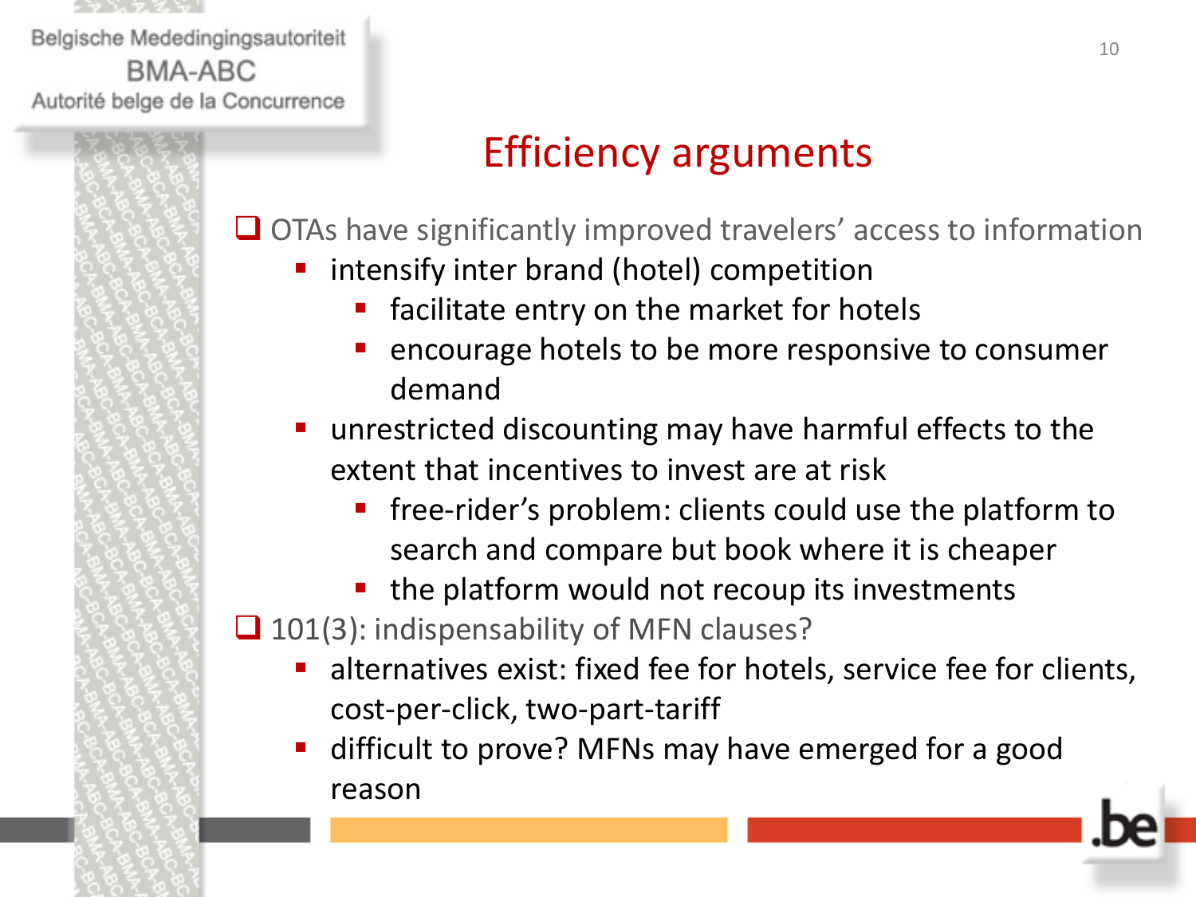# Efficiency arguments

- OTAs have significantly improved travelers' access to information
  - intensify inter brand (hotel) competition
    - facilitate entry on the market for hotels
    - encourage hotels to be more responsive to consumer demand
  - unrestricted discounting may have harmful effects to the extent that incentives to invest are at risk
    - free-rider's problem: clients could use the platform to search and compare but book where it is cheaper
    - the platform would not recoup its investments
- 101(3): indispensability of MFN clauses?
  - alternatives exist: fixed fee for hotels, service fee for clients, cost-per-click, two-part-tariff
  - difficult to prove? MFNs may have emerged for a good reason